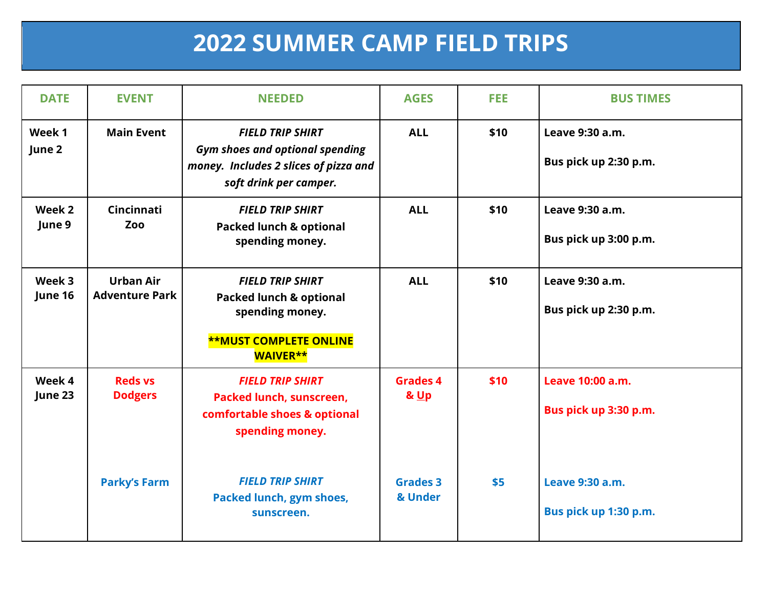# 2022 SUMMER CAMP FIELD TRIPS

| DATE | EVENT | NEEDED | AGES | FEE | BUS TIMES |
|---|---|---|---|---|---|
| **Week 1 June 2** | **Main Event** | ***FIELD TRIP SHIRT*** *Gym shoes and optional spending money. Includes 2 slices of pizza and soft drink per camper.* | **ALL** | **$10** | **Leave 9:30 a.m.** **Bus pick up 2:30 p.m.** |
| **Week 2 June 9** | **Cincinnati Zoo** | ***FIELD TRIP SHIRT*** **Packed lunch & optional spending money.** | **ALL** | **$10** | **Leave 9:30 a.m.** **Bus pick up 3:00 p.m.** |
| **Week 3 June 16** | **Urban Air Adventure Park** | ***FIELD TRIP SHIRT*** **Packed lunch & optional spending money.** **MUST COMPLETE ONLINE WAIVER** | **ALL** | **$10** | **Leave 9:30 a.m.** **Bus pick up 2:30 p.m.** |
| **Week 4 June 23** | **Reds vs Dodgers** | ***FIELD TRIP SHIRT*** **Packed lunch, sunscreen, comfortable shoes & optional spending money.** | **Grades 4 & Up** | **$10** | **Leave 10:00 a.m.** **Bus pick up 3:30 p.m.** |
| | **Parky's Farm** | ***FIELD TRIP SHIRT*** **Packed lunch, gym shoes, sunscreen.** | **Grades 3 & Under** | **$5** | **Leave 9:30 a.m.** **Bus pick up 1:30 p.m.** |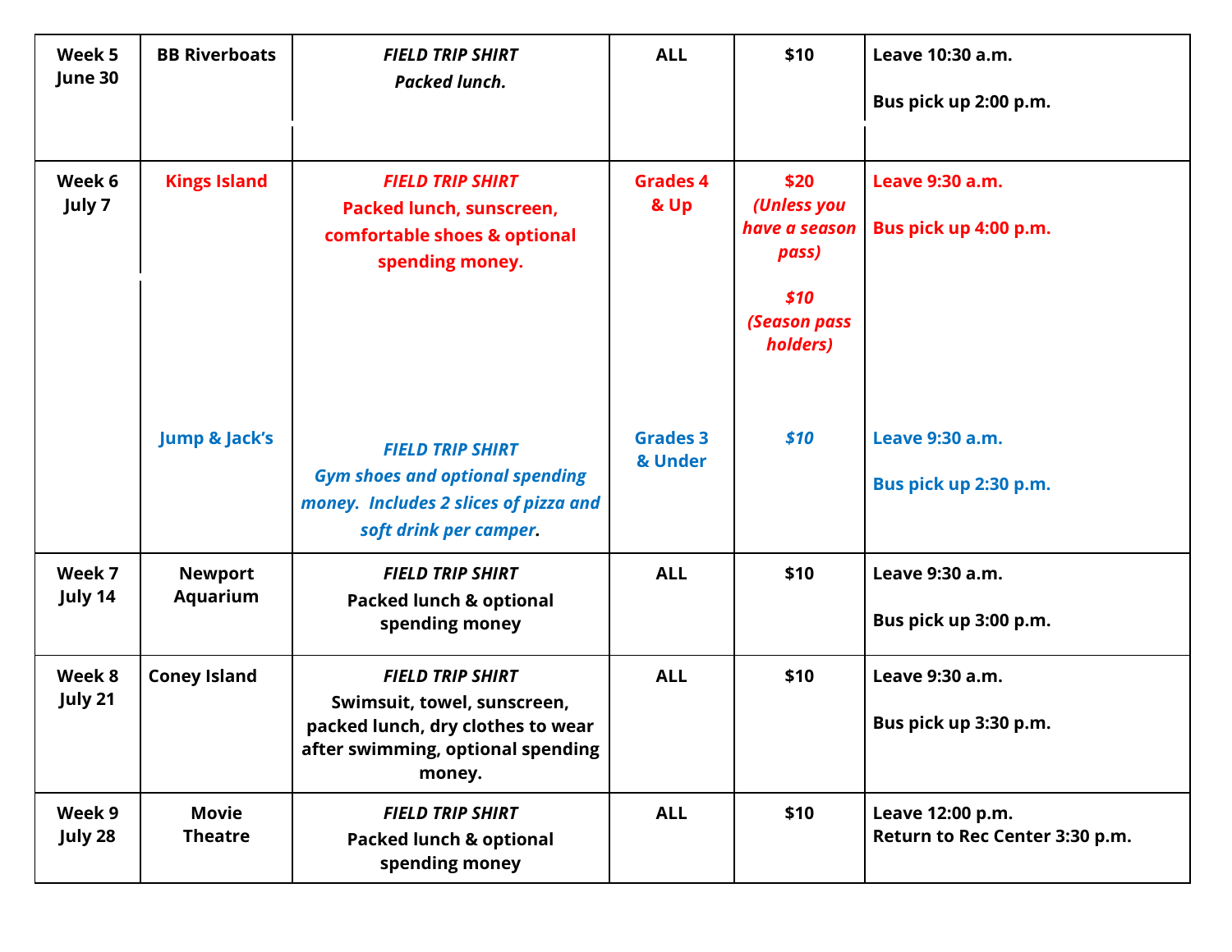| | | | | | |
|---|---|---|---|---|---|
| **Week 5 June 30** | **BB Riverboats** | ***FIELD TRIP SHIRT*** ***Packed lunch.*** | **ALL** | **$10** | **Leave 10:30 a.m.** **Bus pick up 2:00 p.m.** |
| **Week 6 July 7** | **Kings Island** | ***FIELD TRIP SHIRT*** **Packed lunch, sunscreen, comfortable shoes & optional spending money.** | **Grades 4 & Up** | **$20** ***(Unless you have a season pass)*** ***$10*** ***(Season pass holders)*** | **Leave 9:30 a.m.** **Bus pick up 4:00 p.m.** |
| | **Jump & Jack's** | ***FIELD TRIP SHIRT*** ***Gym shoes and optional spending money. Includes 2 slices of pizza and soft drink per camper.*** | **Grades 3 & Under** | ***$10*** | **Leave 9:30 a.m.** **Bus pick up 2:30 p.m.** |
| **Week 7 July 14** | **Newport Aquarium** | ***FIELD TRIP SHIRT*** **Packed lunch & optional spending money** | **ALL** | **$10** | **Leave 9:30 a.m.** **Bus pick up 3:00 p.m.** |
| **Week 8 July 21** | **Coney Island** | ***FIELD TRIP SHIRT*** **Swimsuit, towel, sunscreen, packed lunch, dry clothes to wear after swimming, optional spending money.** | **ALL** | **$10** | **Leave 9:30 a.m.** **Bus pick up 3:30 p.m.** |
| **Week 9 July 28** | **Movie Theatre** | ***FIELD TRIP SHIRT*** **Packed lunch & optional spending money** | **ALL** | **$10** | **Leave 12:00 p.m.** **Return to Rec Center 3:30 p.m.** |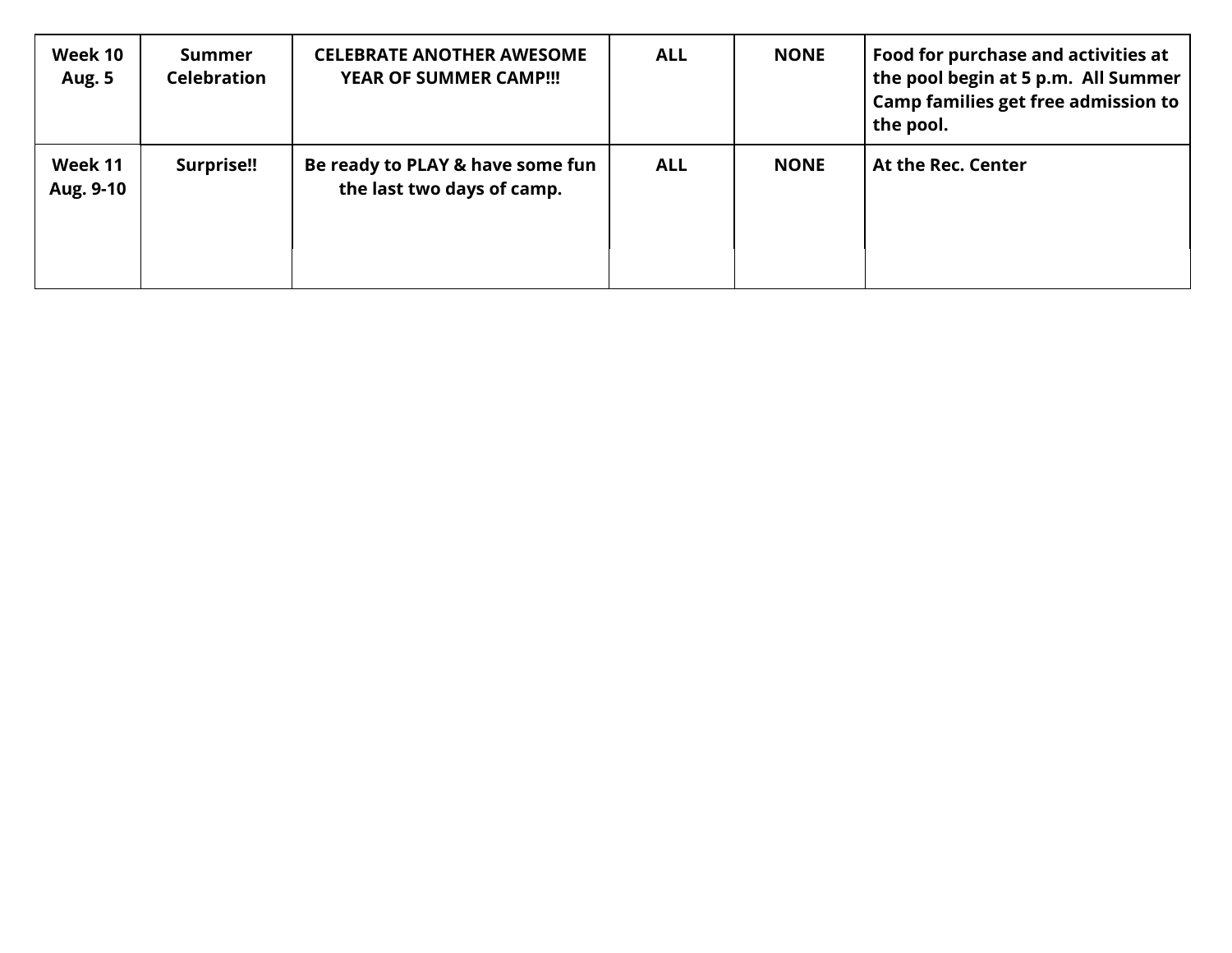| | | | | | |
|---|---|---|---|---|---|
| **Week 10 Aug. 5** | **Summer Celebration** | **CELEBRATE ANOTHER AWESOME YEAR OF SUMMER CAMP!!!** | **ALL** | **NONE** | **Food for purchase and activities at the pool begin at 5 p.m.  All Summer Camp families get free admission to the pool.** |
| **Week 11 Aug. 9-10** | **Surprise!!** | **Be ready to PLAY & have some fun the last two days of camp.** | **ALL** | **NONE** | **At the Rec. Center** |